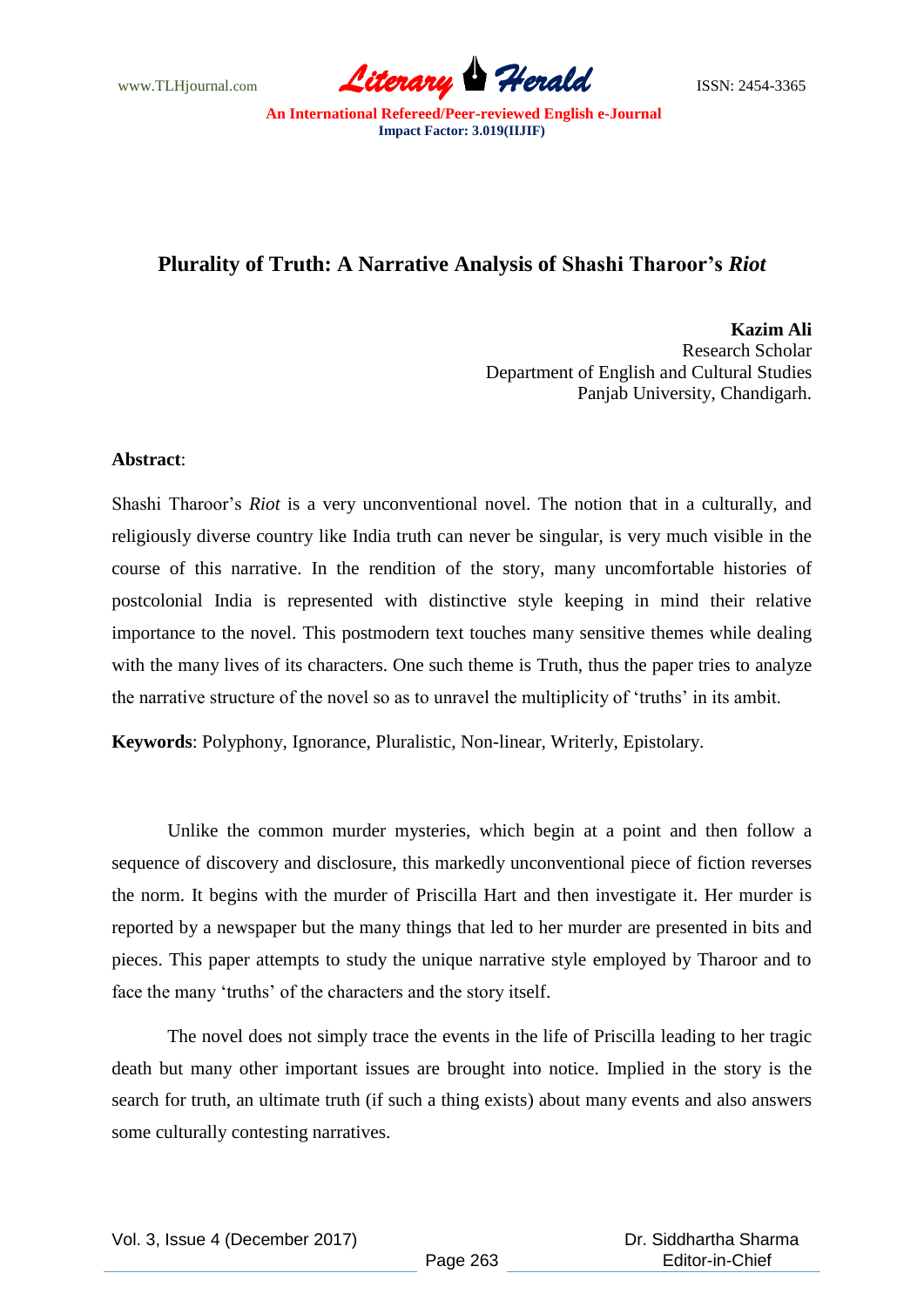# Plurality of Truth: A Narrative Analysis of Shashi Tharoor's *Riot*

**Kazim Ali**
Research Scholar
Department of English and Cultural Studies
Panjab University, Chandigarh.

**Abstract**:

Shashi Tharoor's *Riot* is a very unconventional novel. The notion that in a culturally, and religiously diverse country like India truth can never be singular, is very much visible in the course of this narrative. In the rendition of the story, many uncomfortable histories of postcolonial India is represented with distinctive style keeping in mind their relative importance to the novel. This postmodern text touches many sensitive themes while dealing with the many lives of its characters. One such theme is Truth, thus the paper tries to analyze the narrative structure of the novel so as to unravel the multiplicity of 'truths' in its ambit.

**Keywords**: Polyphony, Ignorance, Pluralistic, Non-linear, Writerly, Epistolary.

Unlike the common murder mysteries, which begin at a point and then follow a sequence of discovery and disclosure, this markedly unconventional piece of fiction reverses the norm. It begins with the murder of Priscilla Hart and then investigate it. Her murder is reported by a newspaper but the many things that led to her murder are presented in bits and pieces. This paper attempts to study the unique narrative style employed by Tharoor and to face the many 'truths' of the characters and the story itself.

The novel does not simply trace the events in the life of Priscilla leading to her tragic death but many other important issues are brought into notice. Implied in the story is the search for truth, an ultimate truth (if such a thing exists) about many events and also answers some culturally contesting narratives.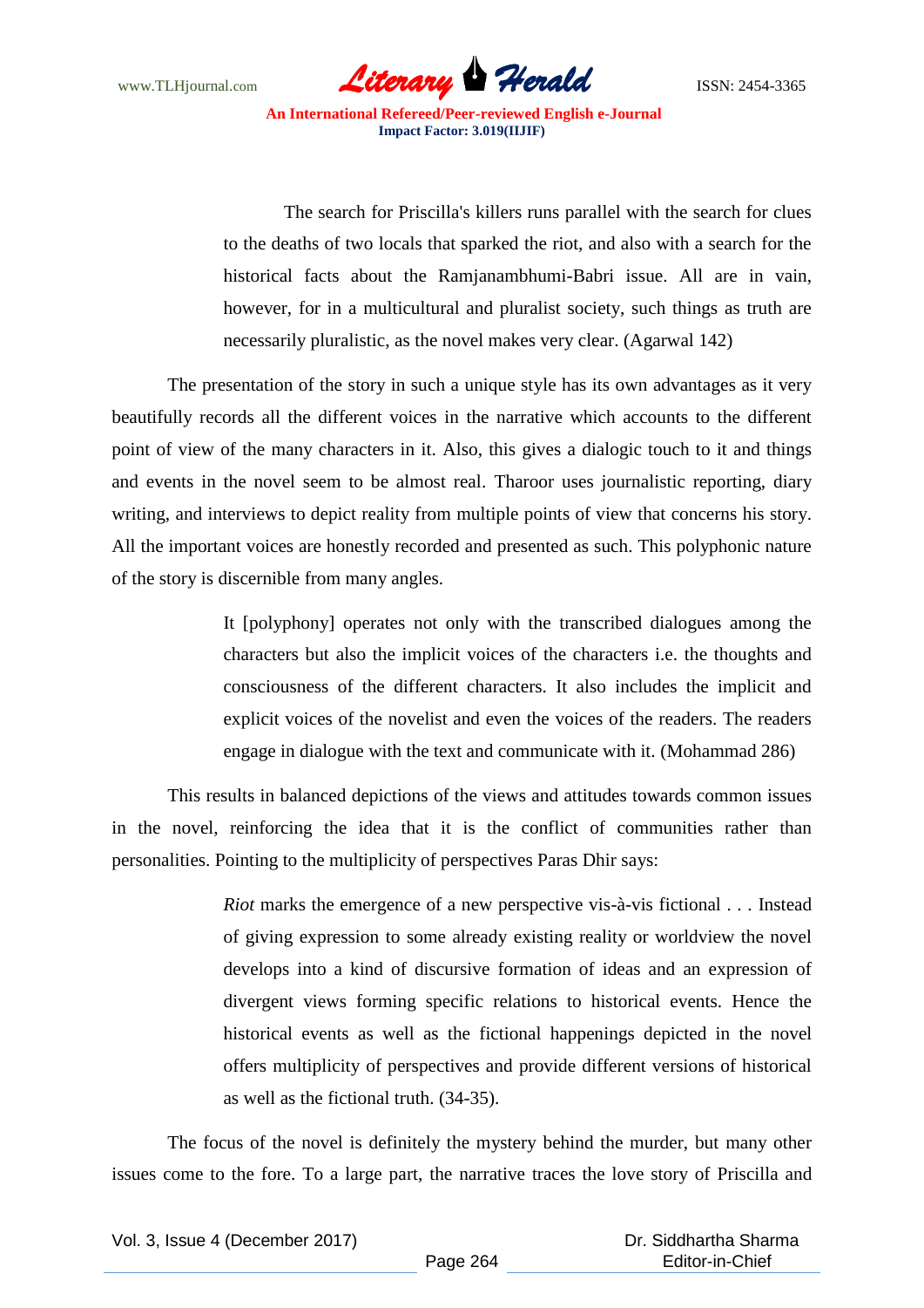> The search for Priscilla's killers runs parallel with the search for clues to the deaths of two locals that sparked the riot, and also with a search for the historical facts about the Ramjanambhumi-Babri issue. All are in vain, however, for in a multicultural and pluralist society, such things as truth are necessarily pluralistic, as the novel makes very clear. (Agarwal 142)

The presentation of the story in such a unique style has its own advantages as it very beautifully records all the different voices in the narrative which accounts to the different point of view of the many characters in it. Also, this gives a dialogic touch to it and things and events in the novel seem to be almost real. Tharoor uses journalistic reporting, diary writing, and interviews to depict reality from multiple points of view that concerns his story. All the important voices are honestly recorded and presented as such. This polyphonic nature of the story is discernible from many angles.

> It [polyphony] operates not only with the transcribed dialogues among the characters but also the implicit voices of the characters i.e. the thoughts and consciousness of the different characters. It also includes the implicit and explicit voices of the novelist and even the voices of the readers. The readers engage in dialogue with the text and communicate with it. (Mohammad 286)

This results in balanced depictions of the views and attitudes towards common issues in the novel, reinforcing the idea that it is the conflict of communities rather than personalities. Pointing to the multiplicity of perspectives Paras Dhir says:

> *Riot* marks the emergence of a new perspective vis-à-vis fictional . . . Instead of giving expression to some already existing reality or worldview the novel develops into a kind of discursive formation of ideas and an expression of divergent views forming specific relations to historical events. Hence the historical events as well as the fictional happenings depicted in the novel offers multiplicity of perspectives and provide different versions of historical as well as the fictional truth. (34-35).

The focus of the novel is definitely the mystery behind the murder, but many other issues come to the fore. To a large part, the narrative traces the love story of Priscilla and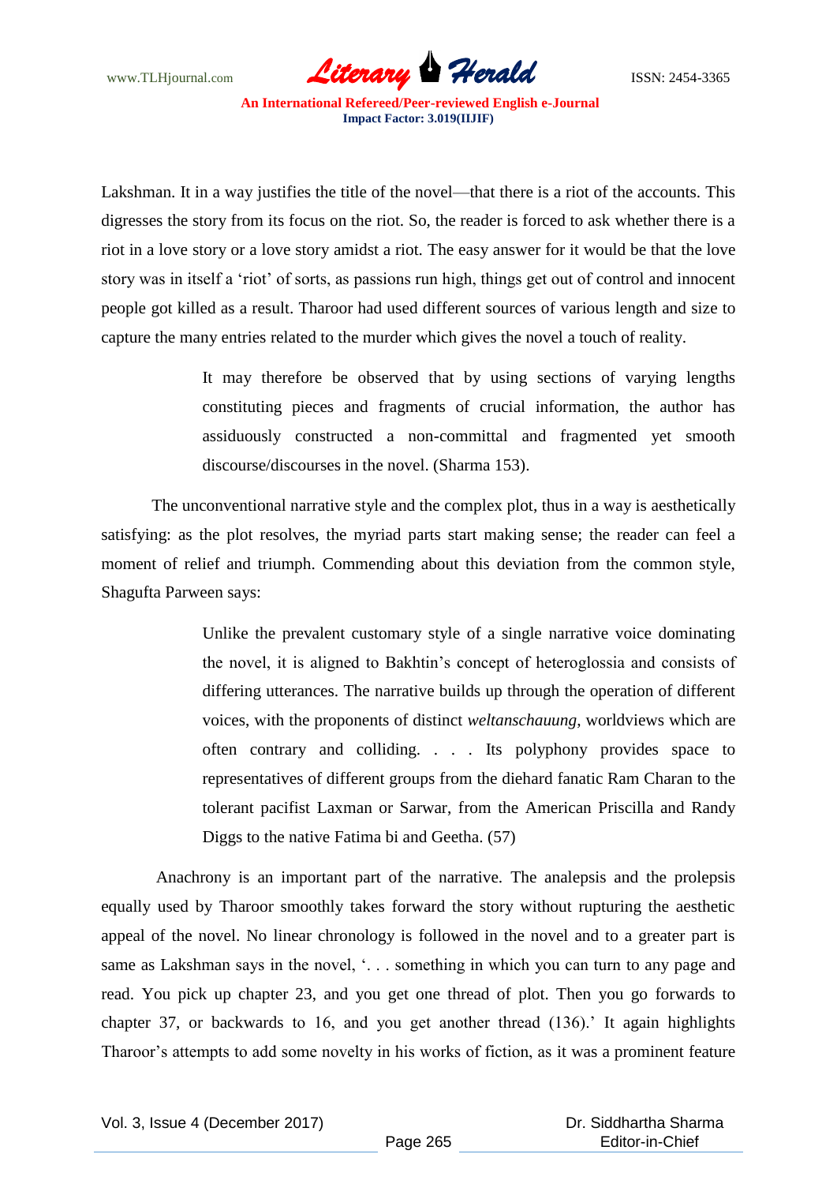Lakshman. It in a way justifies the title of the novel—that there is a riot of the accounts. This digresses the story from its focus on the riot. So, the reader is forced to ask whether there is a riot in a love story or a love story amidst a riot. The easy answer for it would be that the love story was in itself a 'riot' of sorts, as passions run high, things get out of control and innocent people got killed as a result. Tharoor had used different sources of various length and size to capture the many entries related to the murder which gives the novel a touch of reality.

> It may therefore be observed that by using sections of varying lengths constituting pieces and fragments of crucial information, the author has assiduously constructed a non-committal and fragmented yet smooth discourse/discourses in the novel. (Sharma 153).

The unconventional narrative style and the complex plot, thus in a way is aesthetically satisfying: as the plot resolves, the myriad parts start making sense; the reader can feel a moment of relief and triumph. Commending about this deviation from the common style, Shagufta Parween says:

> Unlike the prevalent customary style of a single narrative voice dominating the novel, it is aligned to Bakhtin's concept of heteroglossia and consists of differing utterances. The narrative builds up through the operation of different voices, with the proponents of distinct *weltanschauung*, worldviews which are often contrary and colliding. . . . Its polyphony provides space to representatives of different groups from the diehard fanatic Ram Charan to the tolerant pacifist Laxman or Sarwar, from the American Priscilla and Randy Diggs to the native Fatima bi and Geetha. (57)

Anachrony is an important part of the narrative. The analepsis and the prolepsis equally used by Tharoor smoothly takes forward the story without rupturing the aesthetic appeal of the novel. No linear chronology is followed in the novel and to a greater part is same as Lakshman says in the novel, '. . . something in which you can turn to any page and read. You pick up chapter 23, and you get one thread of plot. Then you go forwards to chapter 37, or backwards to 16, and you get another thread (136).' It again highlights Tharoor's attempts to add some novelty in his works of fiction, as it was a prominent feature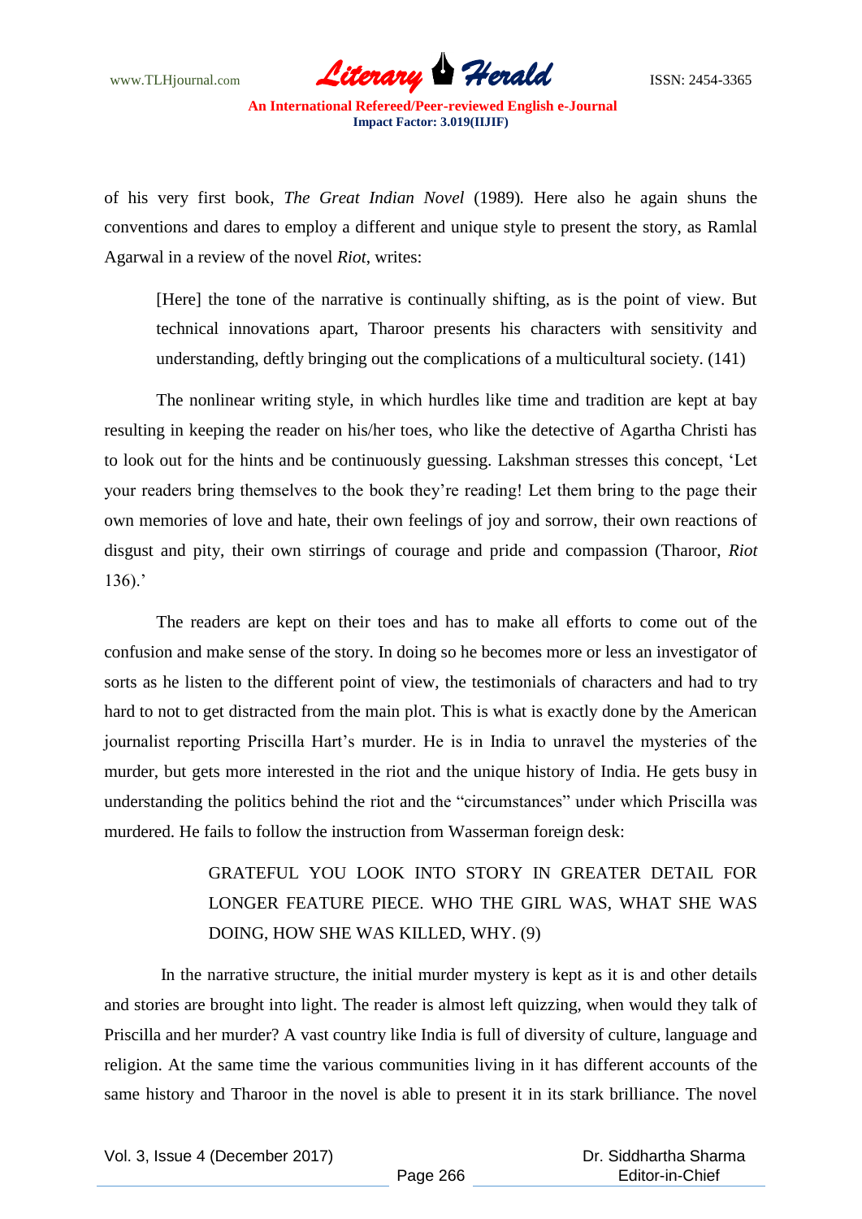of his very first book, *The Great Indian Novel* (1989). Here also he again shuns the conventions and dares to employ a different and unique style to present the story, as Ramlal Agarwal in a review of the novel *Riot*, writes:

> [Here] the tone of the narrative is continually shifting, as is the point of view. But technical innovations apart, Tharoor presents his characters with sensitivity and understanding, deftly bringing out the complications of a multicultural society. (141)

The nonlinear writing style, in which hurdles like time and tradition are kept at bay resulting in keeping the reader on his/her toes, who like the detective of Agartha Christi has to look out for the hints and be continuously guessing. Lakshman stresses this concept, 'Let your readers bring themselves to the book they're reading! Let them bring to the page their own memories of love and hate, their own feelings of joy and sorrow, their own reactions of disgust and pity, their own stirrings of courage and pride and compassion (Tharoor, *Riot* 136).'

The readers are kept on their toes and has to make all efforts to come out of the confusion and make sense of the story. In doing so he becomes more or less an investigator of sorts as he listen to the different point of view, the testimonials of characters and had to try hard to not to get distracted from the main plot. This is what is exactly done by the American journalist reporting Priscilla Hart's murder. He is in India to unravel the mysteries of the murder, but gets more interested in the riot and the unique history of India. He gets busy in understanding the politics behind the riot and the "circumstances" under which Priscilla was murdered. He fails to follow the instruction from Wasserman foreign desk:

> GRATEFUL YOU LOOK INTO STORY IN GREATER DETAIL FOR LONGER FEATURE PIECE. WHO THE GIRL WAS, WHAT SHE WAS DOING, HOW SHE WAS KILLED, WHY. (9)

In the narrative structure, the initial murder mystery is kept as it is and other details and stories are brought into light. The reader is almost left quizzing, when would they talk of Priscilla and her murder? A vast country like India is full of diversity of culture, language and religion. At the same time the various communities living in it has different accounts of the same history and Tharoor in the novel is able to present it in its stark brilliance. The novel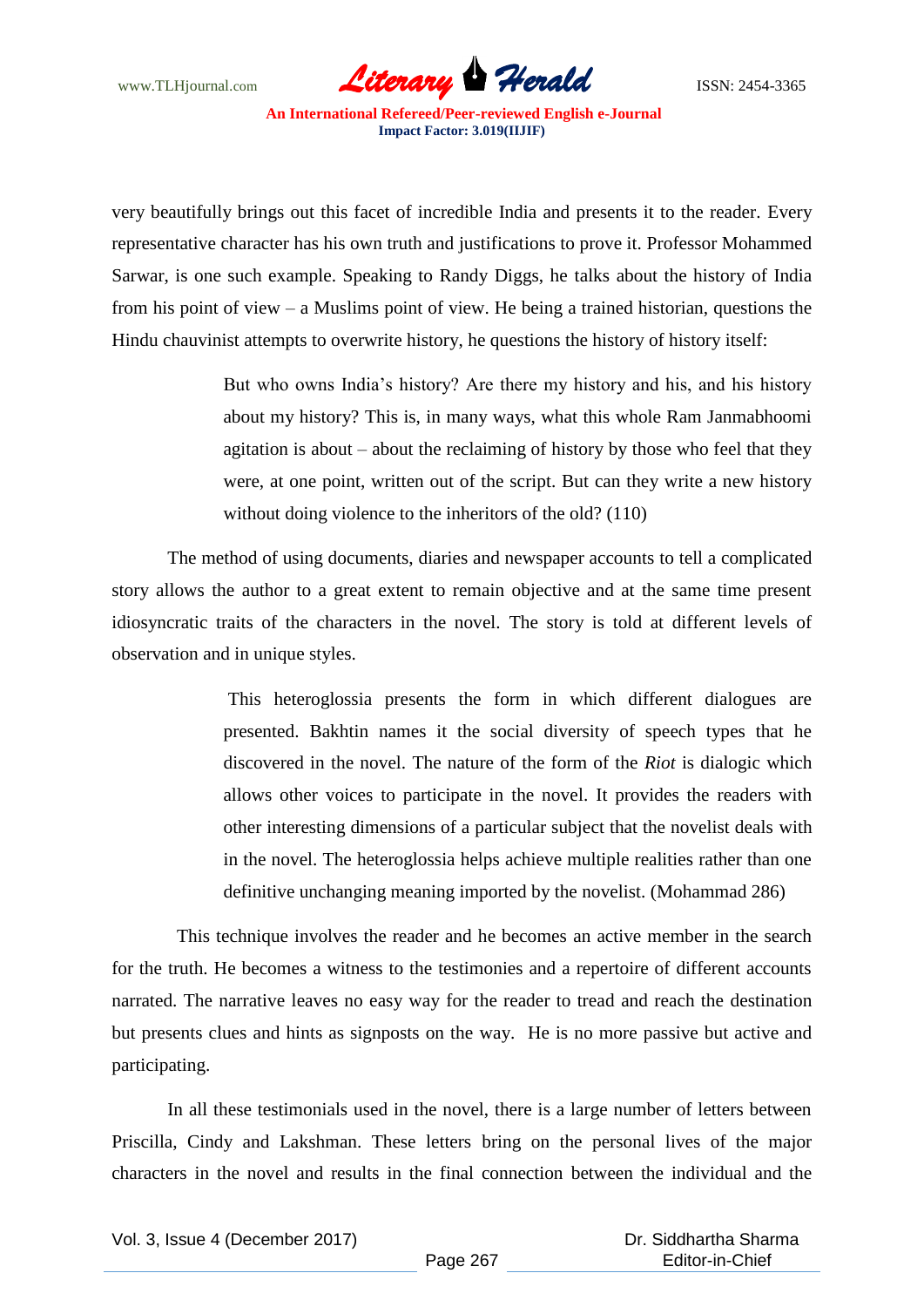very beautifully brings out this facet of incredible India and presents it to the reader. Every representative character has his own truth and justifications to prove it. Professor Mohammed Sarwar, is one such example. Speaking to Randy Diggs, he talks about the history of India from his point of view – a Muslims point of view. He being a trained historian, questions the Hindu chauvinist attempts to overwrite history, he questions the history of history itself:

> But who owns India's history? Are there my history and his, and his history about my history? This is, in many ways, what this whole Ram Janmabhoomi agitation is about – about the reclaiming of history by those who feel that they were, at one point, written out of the script. But can they write a new history without doing violence to the inheritors of the old? (110)

The method of using documents, diaries and newspaper accounts to tell a complicated story allows the author to a great extent to remain objective and at the same time present idiosyncratic traits of the characters in the novel. The story is told at different levels of observation and in unique styles.

> This heteroglossia presents the form in which different dialogues are presented. Bakhtin names it the social diversity of speech types that he discovered in the novel. The nature of the form of the *Riot* is dialogic which allows other voices to participate in the novel. It provides the readers with other interesting dimensions of a particular subject that the novelist deals with in the novel. The heteroglossia helps achieve multiple realities rather than one definitive unchanging meaning imported by the novelist. (Mohammad 286)

This technique involves the reader and he becomes an active member in the search for the truth. He becomes a witness to the testimonies and a repertoire of different accounts narrated. The narrative leaves no easy way for the reader to tread and reach the destination but presents clues and hints as signposts on the way. He is no more passive but active and participating.

In all these testimonials used in the novel, there is a large number of letters between Priscilla, Cindy and Lakshman. These letters bring on the personal lives of the major characters in the novel and results in the final connection between the individual and the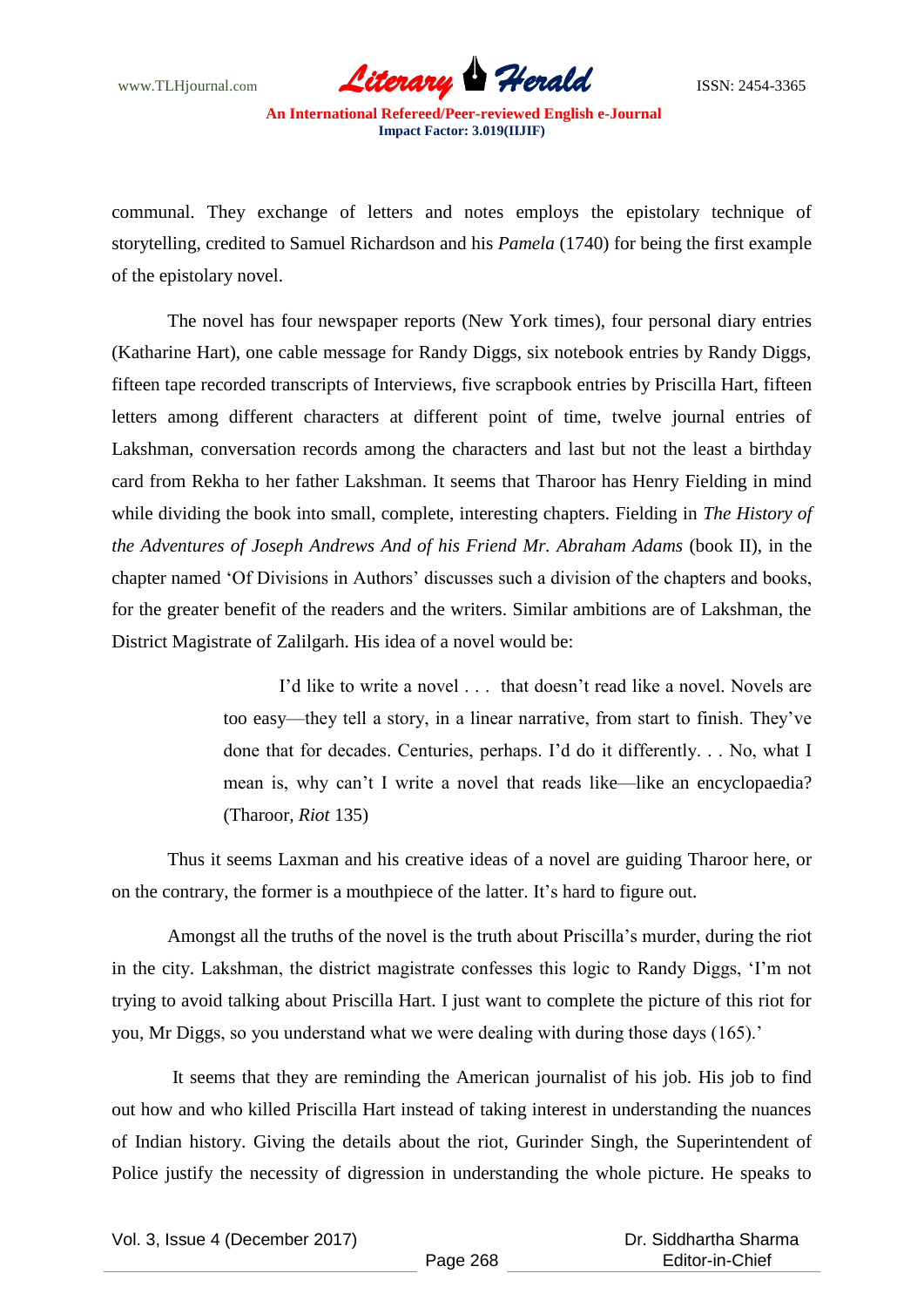communal. They exchange of letters and notes employs the epistolary technique of storytelling, credited to Samuel Richardson and his *Pamela* (1740) for being the first example of the epistolary novel.

The novel has four newspaper reports (New York times), four personal diary entries (Katharine Hart), one cable message for Randy Diggs, six notebook entries by Randy Diggs, fifteen tape recorded transcripts of Interviews, five scrapbook entries by Priscilla Hart, fifteen letters among different characters at different point of time, twelve journal entries of Lakshman, conversation records among the characters and last but not the least a birthday card from Rekha to her father Lakshman. It seems that Tharoor has Henry Fielding in mind while dividing the book into small, complete, interesting chapters. Fielding in *The History of the Adventures of Joseph Andrews And of his Friend Mr. Abraham Adams* (book II), in the chapter named 'Of Divisions in Authors' discusses such a division of the chapters and books, for the greater benefit of the readers and the writers. Similar ambitions are of Lakshman, the District Magistrate of Zalilgarh. His idea of a novel would be:

> I'd like to write a novel . . . that doesn't read like a novel. Novels are too easy—they tell a story, in a linear narrative, from start to finish. They've done that for decades. Centuries, perhaps. I'd do it differently. . . No, what I mean is, why can't I write a novel that reads like—like an encyclopaedia? (Tharoor, *Riot* 135)

Thus it seems Laxman and his creative ideas of a novel are guiding Tharoor here, or on the contrary, the former is a mouthpiece of the latter. It's hard to figure out.

Amongst all the truths of the novel is the truth about Priscilla's murder, during the riot in the city. Lakshman, the district magistrate confesses this logic to Randy Diggs, 'I'm not trying to avoid talking about Priscilla Hart. I just want to complete the picture of this riot for you, Mr Diggs, so you understand what we were dealing with during those days (165).'

It seems that they are reminding the American journalist of his job. His job to find out how and who killed Priscilla Hart instead of taking interest in understanding the nuances of Indian history. Giving the details about the riot, Gurinder Singh, the Superintendent of Police justify the necessity of digression in understanding the whole picture. He speaks to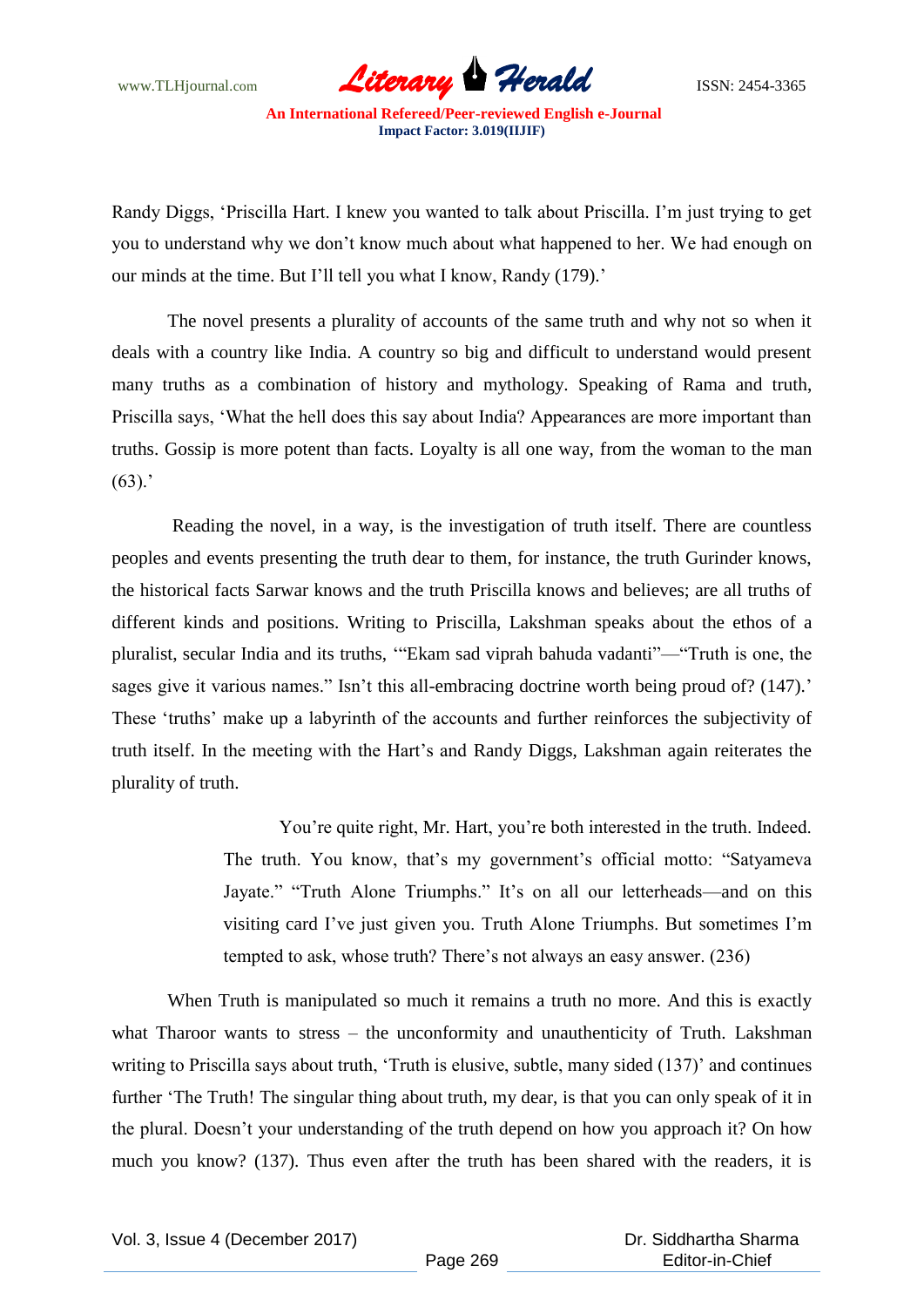Randy Diggs, 'Priscilla Hart. I knew you wanted to talk about Priscilla. I'm just trying to get you to understand why we don't know much about what happened to her. We had enough on our minds at the time. But I'll tell you what I know, Randy (179).'

The novel presents a plurality of accounts of the same truth and why not so when it deals with a country like India. A country so big and difficult to understand would present many truths as a combination of history and mythology. Speaking of Rama and truth, Priscilla says, 'What the hell does this say about India? Appearances are more important than truths. Gossip is more potent than facts. Loyalty is all one way, from the woman to the man (63).'

Reading the novel, in a way, is the investigation of truth itself. There are countless peoples and events presenting the truth dear to them, for instance, the truth Gurinder knows, the historical facts Sarwar knows and the truth Priscilla knows and believes; are all truths of different kinds and positions. Writing to Priscilla, Lakshman speaks about the ethos of a pluralist, secular India and its truths, '"Ekam sad viprah bahuda vadanti"—"Truth is one, the sages give it various names." Isn't this all-embracing doctrine worth being proud of? (147).' These 'truths' make up a labyrinth of the accounts and further reinforces the subjectivity of truth itself. In the meeting with the Hart's and Randy Diggs, Lakshman again reiterates the plurality of truth.

> You're quite right, Mr. Hart, you're both interested in the truth. Indeed. The truth. You know, that's my government's official motto: "Satyameva Jayate." "Truth Alone Triumphs." It's on all our letterheads—and on this visiting card I've just given you. Truth Alone Triumphs. But sometimes I'm tempted to ask, whose truth? There's not always an easy answer. (236)

When Truth is manipulated so much it remains a truth no more. And this is exactly what Tharoor wants to stress – the unconformity and unauthenticity of Truth. Lakshman writing to Priscilla says about truth, 'Truth is elusive, subtle, many sided (137)' and continues further 'The Truth! The singular thing about truth, my dear, is that you can only speak of it in the plural. Doesn't your understanding of the truth depend on how you approach it? On how much you know? (137). Thus even after the truth has been shared with the readers, it is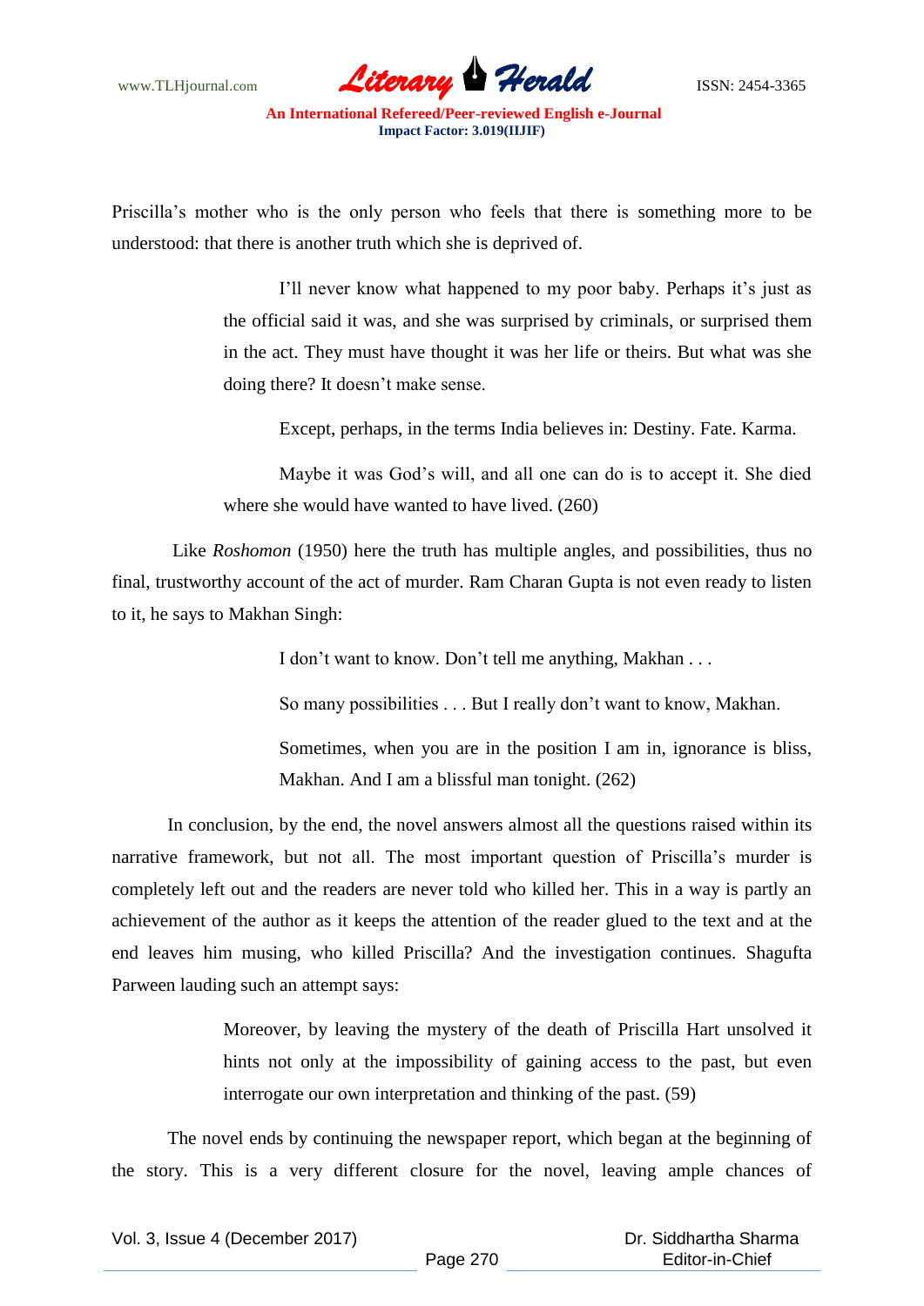Priscilla's mother who is the only person who feels that there is something more to be understood: that there is another truth which she is deprived of.

> I'll never know what happened to my poor baby. Perhaps it's just as the official said it was, and she was surprised by criminals, or surprised them in the act. They must have thought it was her life or theirs. But what was she doing there? It doesn't make sense.
>
> Except, perhaps, in the terms India believes in: Destiny. Fate. Karma.
>
> Maybe it was God's will, and all one can do is to accept it. She died where she would have wanted to have lived. (260)

Like *Roshomon* (1950) here the truth has multiple angles, and possibilities, thus no final, trustworthy account of the act of murder. Ram Charan Gupta is not even ready to listen to it, he says to Makhan Singh:

> I don't want to know. Don't tell me anything, Makhan . . .
>
> So many possibilities . . . But I really don't want to know, Makhan.
>
> Sometimes, when you are in the position I am in, ignorance is bliss, Makhan. And I am a blissful man tonight. (262)

In conclusion, by the end, the novel answers almost all the questions raised within its narrative framework, but not all. The most important question of Priscilla's murder is completely left out and the readers are never told who killed her. This in a way is partly an achievement of the author as it keeps the attention of the reader glued to the text and at the end leaves him musing, who killed Priscilla? And the investigation continues. Shagufta Parween lauding such an attempt says:

> Moreover, by leaving the mystery of the death of Priscilla Hart unsolved it hints not only at the impossibility of gaining access to the past, but even interrogate our own interpretation and thinking of the past. (59)

The novel ends by continuing the newspaper report, which began at the beginning of the story. This is a very different closure for the novel, leaving ample chances of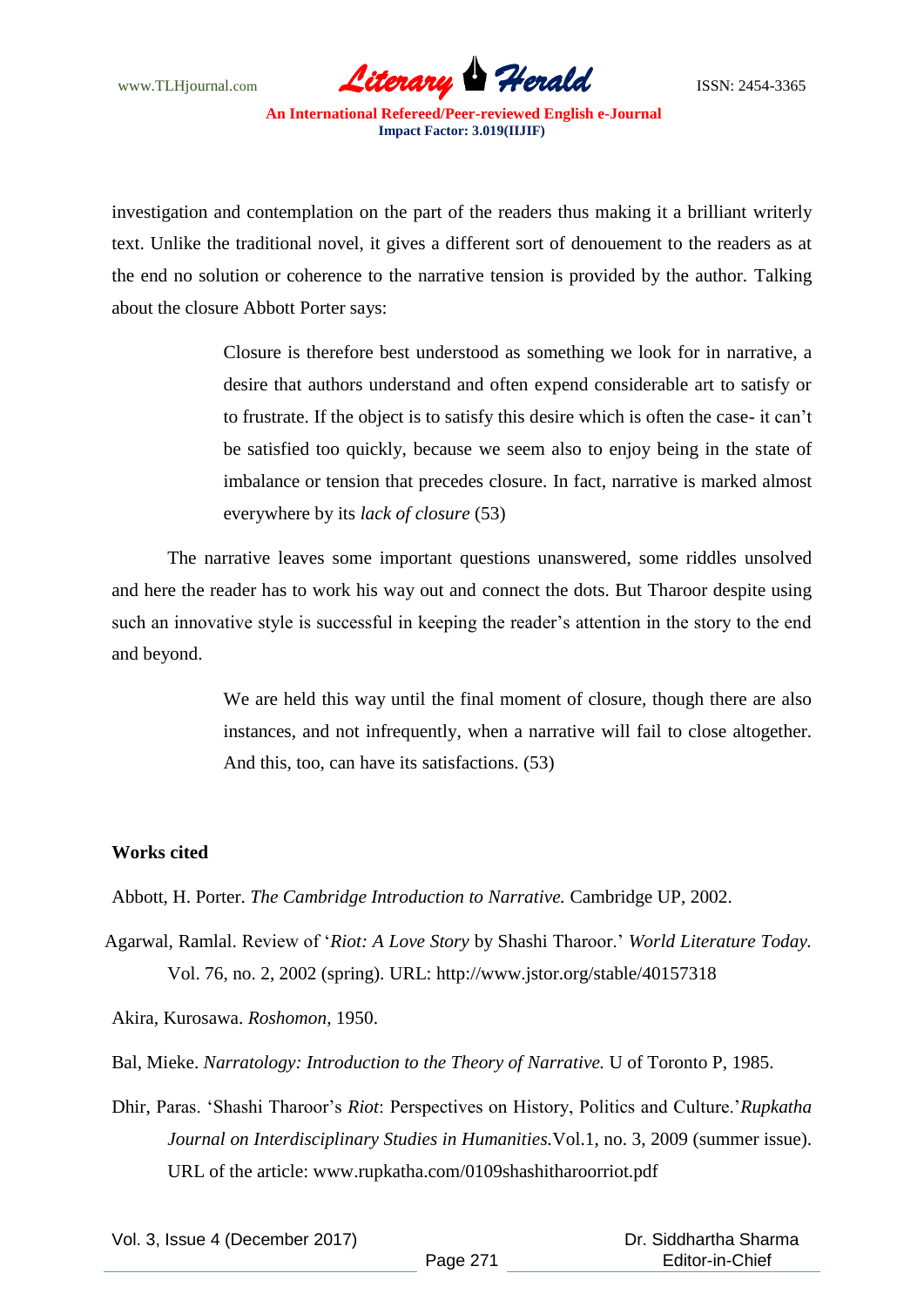investigation and contemplation on the part of the readers thus making it a brilliant writerly text. Unlike the traditional novel, it gives a different sort of denouement to the readers as at the end no solution or coherence to the narrative tension is provided by the author. Talking about the closure Abbott Porter says:

> Closure is therefore best understood as something we look for in narrative, a desire that authors understand and often expend considerable art to satisfy or to frustrate. If the object is to satisfy this desire which is often the case- it can't be satisfied too quickly, because we seem also to enjoy being in the state of imbalance or tension that precedes closure. In fact, narrative is marked almost everywhere by its *lack of closure* (53)

The narrative leaves some important questions unanswered, some riddles unsolved and here the reader has to work his way out and connect the dots. But Tharoor despite using such an innovative style is successful in keeping the reader's attention in the story to the end and beyond.

> We are held this way until the final moment of closure, though there are also instances, and not infrequently, when a narrative will fail to close altogether. And this, too, can have its satisfactions. (53)

**Works cited**

Abbott, H. Porter. *The Cambridge Introduction to Narrative.* Cambridge UP, 2002.

Agarwal, Ramlal. Review of '*Riot: A Love Story* by Shashi Tharoor.' *World Literature Today.* Vol. 76, no. 2, 2002 (spring). URL: http://www.jstor.org/stable/40157318

Akira, Kurosawa. *Roshomon*, 1950.

Bal, Mieke. *Narratology: Introduction to the Theory of Narrative.* U of Toronto P, 1985.

Dhir, Paras. 'Shashi Tharoor's *Riot*: Perspectives on History, Politics and Culture.'*Rupkatha Journal on Interdisciplinary Studies in Humanities.*Vol.1, no. 3, 2009 (summer issue). URL of the article: www.rupkatha.com/0109shashitharoorriot.pdf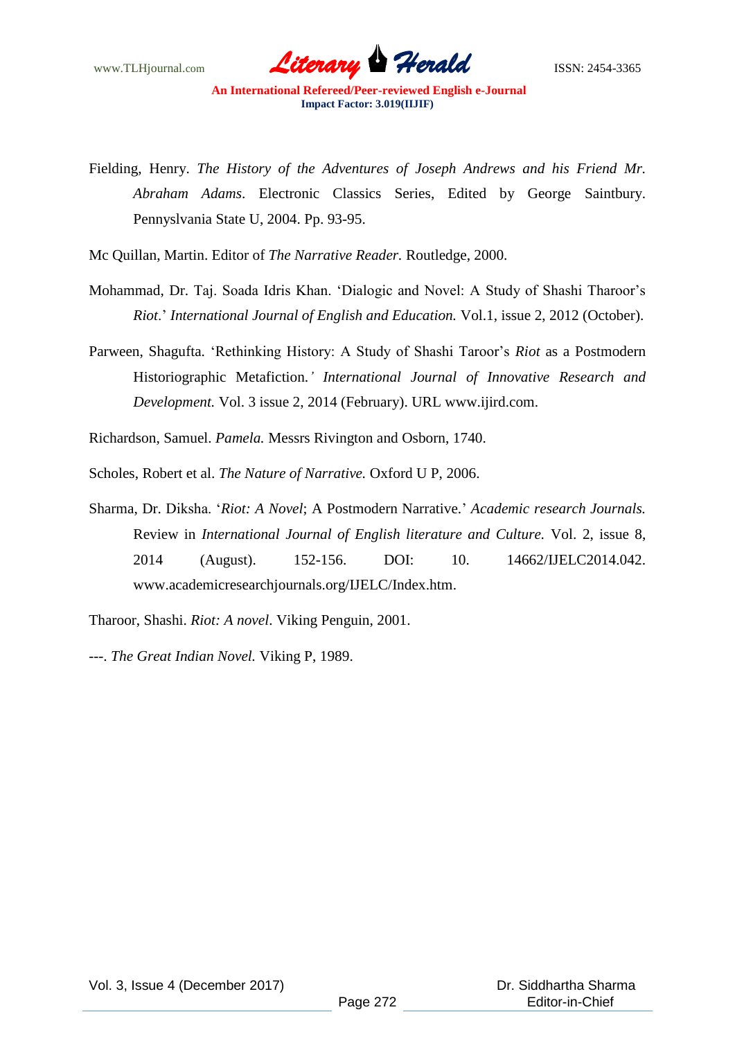Fielding, Henry. *The History of the Adventures of Joseph Andrews and his Friend Mr. Abraham Adams*. Electronic Classics Series, Edited by George Saintbury. Pennyslvania State U, 2004. Pp. 93-95.

Mc Quillan, Martin. Editor of *The Narrative Reader.* Routledge, 2000.

Mohammad, Dr. Taj. Soada Idris Khan. 'Dialogic and Novel: A Study of Shashi Tharoor's *Riot*.' *International Journal of English and Education.* Vol.1, issue 2, 2012 (October).

Parween, Shagufta. 'Rethinking History: A Study of Shashi Taroor's *Riot* as a Postmodern Historiographic Metafiction.' *International Journal of Innovative Research and Development.* Vol. 3 issue 2, 2014 (February). URL www.ijird.com.

Richardson, Samuel. *Pamela.* Messrs Rivington and Osborn, 1740.

Scholes, Robert et al. *The Nature of Narrative.* Oxford U P, 2006.

Sharma, Dr. Diksha. '*Riot: A Novel*; A Postmodern Narrative.' *Academic research Journals.* Review in *International Journal of English literature and Culture.* Vol. 2, issue 8, 2014 (August). 152-156. DOI: 10. 14662/IJELC2014.042. www.academicresearchjournals.org/IJELC/Index.htm.

Tharoor, Shashi. *Riot: A novel*. Viking Penguin, 2001.

---. *The Great Indian Novel.* Viking P, 1989.